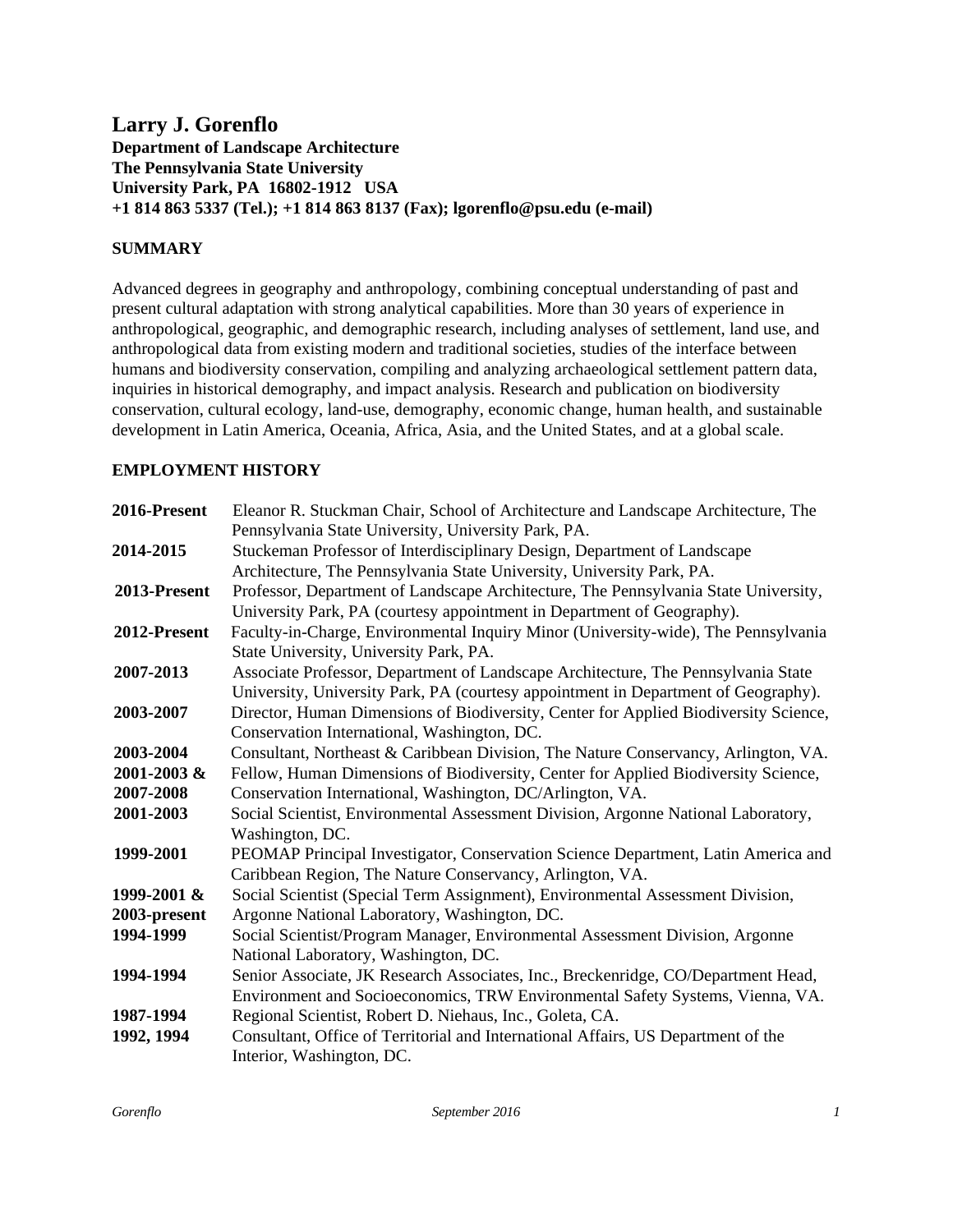# Larry J. Gorenflo

**Department of Landscape Architecture**
**The Pennsylvania State University**
**University Park, PA 16802-1912 USA**
**+1 814 863 5337 (Tel.); +1 814 863 8137 (Fax); lgorenflo@psu.edu (e-mail)**

## SUMMARY

Advanced degrees in geography and anthropology, combining conceptual understanding of past and present cultural adaptation with strong analytical capabilities. More than 30 years of experience in anthropological, geographic, and demographic research, including analyses of settlement, land use, and anthropological data from existing modern and traditional societies, studies of the interface between humans and biodiversity conservation, compiling and analyzing archaeological settlement pattern data, inquiries in historical demography, and impact analysis. Research and publication on biodiversity conservation, cultural ecology, land-use, demography, economic change, human health, and sustainable development in Latin America, Oceania, Africa, Asia, and the United States, and at a global scale.

## EMPLOYMENT HISTORY

| | |
|---|---|
| **2016-Present** | Eleanor R. Stuckman Chair, School of Architecture and Landscape Architecture, The Pennsylvania State University, University Park, PA. |
| **2014-2015** | Stuckeman Professor of Interdisciplinary Design, Department of Landscape Architecture, The Pennsylvania State University, University Park, PA. |
| **2013-Present** | Professor, Department of Landscape Architecture, The Pennsylvania State University, University Park, PA (courtesy appointment in Department of Geography). |
| **2012-Present** | Faculty-in-Charge, Environmental Inquiry Minor (University-wide), The Pennsylvania State University, University Park, PA. |
| **2007-2013** | Associate Professor, Department of Landscape Architecture, The Pennsylvania State University, University Park, PA (courtesy appointment in Department of Geography). |
| **2003-2007** | Director, Human Dimensions of Biodiversity, Center for Applied Biodiversity Science, Conservation International, Washington, DC. |
| **2003-2004** | Consultant, Northeast & Caribbean Division, The Nature Conservancy, Arlington, VA. |
| **2001-2003 & 2007-2008** | Fellow, Human Dimensions of Biodiversity, Center for Applied Biodiversity Science, Conservation International, Washington, DC/Arlington, VA. |
| **2001-2003** | Social Scientist, Environmental Assessment Division, Argonne National Laboratory, Washington, DC. |
| **1999-2001** | PEOMAP Principal Investigator, Conservation Science Department, Latin America and Caribbean Region, The Nature Conservancy, Arlington, VA. |
| **1999-2001 & 2003-present** | Social Scientist (Special Term Assignment), Environmental Assessment Division, Argonne National Laboratory, Washington, DC. |
| **1994-1999** | Social Scientist/Program Manager, Environmental Assessment Division, Argonne National Laboratory, Washington, DC. |
| **1994-1994** | Senior Associate, JK Research Associates, Inc., Breckenridge, CO/Department Head, Environment and Socioeconomics, TRW Environmental Safety Systems, Vienna, VA. |
| **1987-1994** | Regional Scientist, Robert D. Niehaus, Inc., Goleta, CA. |
| **1992, 1994** | Consultant, Office of Territorial and International Affairs, US Department of the Interior, Washington, DC. |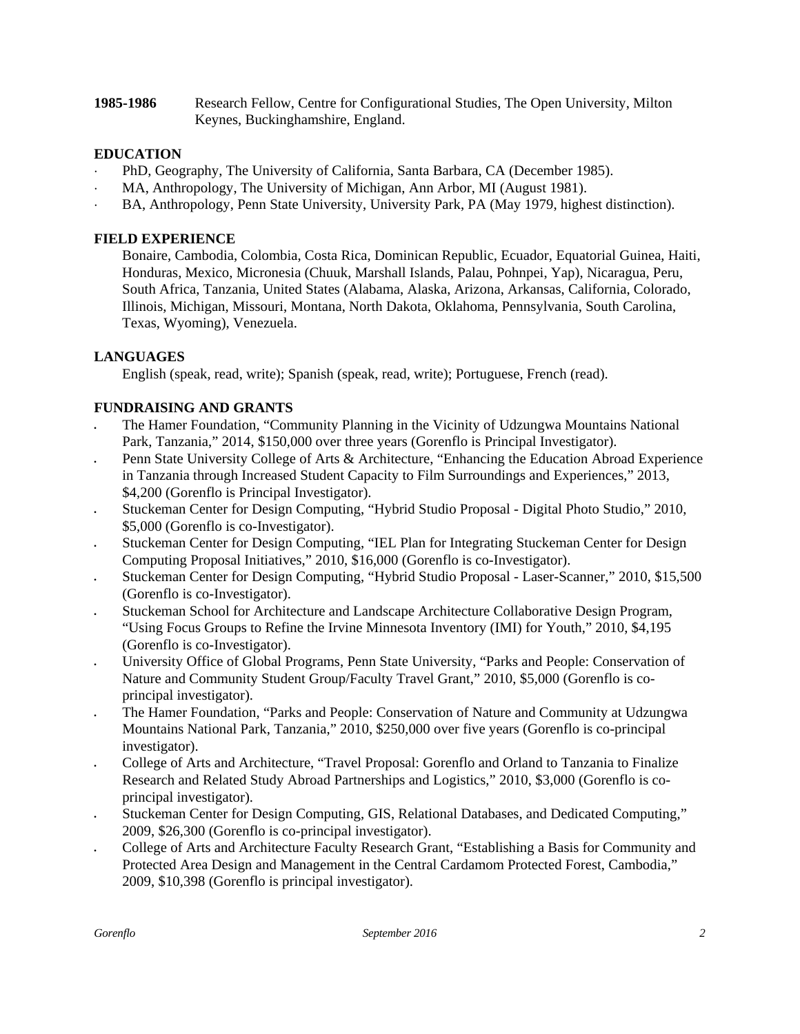**1985-1986** Research Fellow, Centre for Configurational Studies, The Open University, Milton Keynes, Buckinghamshire, England.

## EDUCATION

- PhD, Geography, The University of California, Santa Barbara, CA (December 1985).
- MA, Anthropology, The University of Michigan, Ann Arbor, MI (August 1981).
- BA, Anthropology, Penn State University, University Park, PA (May 1979, highest distinction).

## FIELD EXPERIENCE

Bonaire, Cambodia, Colombia, Costa Rica, Dominican Republic, Ecuador, Equatorial Guinea, Haiti, Honduras, Mexico, Micronesia (Chuuk, Marshall Islands, Palau, Pohnpei, Yap), Nicaragua, Peru, South Africa, Tanzania, United States (Alabama, Alaska, Arizona, Arkansas, California, Colorado, Illinois, Michigan, Missouri, Montana, North Dakota, Oklahoma, Pennsylvania, South Carolina, Texas, Wyoming), Venezuela.

## LANGUAGES

English (speak, read, write); Spanish (speak, read, write); Portuguese, French (read).

## FUNDRAISING AND GRANTS

- The Hamer Foundation, "Community Planning in the Vicinity of Udzungwa Mountains National Park, Tanzania," 2014, $150,000 over three years (Gorenflo is Principal Investigator).
- Penn State University College of Arts & Architecture, "Enhancing the Education Abroad Experience in Tanzania through Increased Student Capacity to Film Surroundings and Experiences," 2013, $4,200 (Gorenflo is Principal Investigator).
- Stuckeman Center for Design Computing, "Hybrid Studio Proposal - Digital Photo Studio," 2010, $5,000 (Gorenflo is co-Investigator).
- Stuckeman Center for Design Computing, "IEL Plan for Integrating Stuckeman Center for Design Computing Proposal Initiatives," 2010, $16,000 (Gorenflo is co-Investigator).
- Stuckeman Center for Design Computing, "Hybrid Studio Proposal - Laser-Scanner," 2010, $15,500 (Gorenflo is co-Investigator).
- Stuckeman School for Architecture and Landscape Architecture Collaborative Design Program, "Using Focus Groups to Refine the Irvine Minnesota Inventory (IMI) for Youth," 2010, $4,195 (Gorenflo is co-Investigator).
- University Office of Global Programs, Penn State University, "Parks and People: Conservation of Nature and Community Student Group/Faculty Travel Grant," 2010, $5,000 (Gorenflo is co-principal investigator).
- The Hamer Foundation, "Parks and People: Conservation of Nature and Community at Udzungwa Mountains National Park, Tanzania," 2010, $250,000 over five years (Gorenflo is co-principal investigator).
- College of Arts and Architecture, "Travel Proposal: Gorenflo and Orland to Tanzania to Finalize Research and Related Study Abroad Partnerships and Logistics," 2010, $3,000 (Gorenflo is co-principal investigator).
- Stuckeman Center for Design Computing, GIS, Relational Databases, and Dedicated Computing," 2009, $26,300 (Gorenflo is co-principal investigator).
- College of Arts and Architecture Faculty Research Grant, "Establishing a Basis for Community and Protected Area Design and Management in the Central Cardamom Protected Forest, Cambodia," 2009, $10,398 (Gorenflo is principal investigator).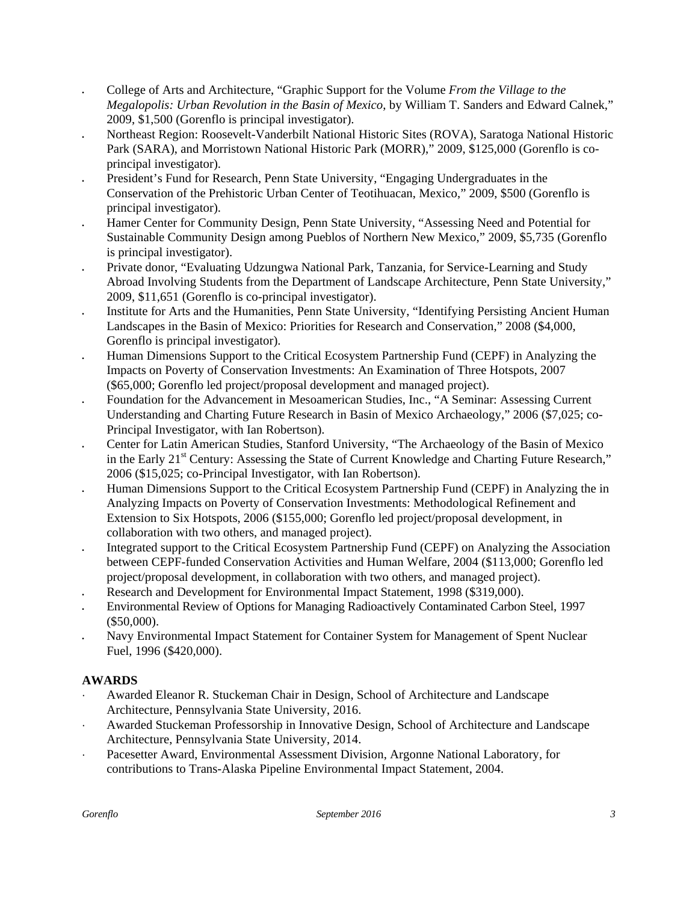- College of Arts and Architecture, "Graphic Support for the Volume *From the Village to the Megalopolis: Urban Revolution in the Basin of Mexico*, by William T. Sanders and Edward Calnek," 2009, $1,500 (Gorenflo is principal investigator).
- Northeast Region: Roosevelt-Vanderbilt National Historic Sites (ROVA), Saratoga National Historic Park (SARA), and Morristown National Historic Park (MORR)," 2009, $125,000 (Gorenflo is co-principal investigator).
- President's Fund for Research, Penn State University, "Engaging Undergraduates in the Conservation of the Prehistoric Urban Center of Teotihuacan, Mexico," 2009, $500 (Gorenflo is principal investigator).
- Hamer Center for Community Design, Penn State University, "Assessing Need and Potential for Sustainable Community Design among Pueblos of Northern New Mexico," 2009, $5,735 (Gorenflo is principal investigator).
- Private donor, "Evaluating Udzungwa National Park, Tanzania, for Service-Learning and Study Abroad Involving Students from the Department of Landscape Architecture, Penn State University," 2009, $11,651 (Gorenflo is co-principal investigator).
- Institute for Arts and the Humanities, Penn State University, "Identifying Persisting Ancient Human Landscapes in the Basin of Mexico: Priorities for Research and Conservation," 2008 ($4,000, Gorenflo is principal investigator).
- Human Dimensions Support to the Critical Ecosystem Partnership Fund (CEPF) in Analyzing the Impacts on Poverty of Conservation Investments: An Examination of Three Hotspots, 2007 ($65,000; Gorenflo led project/proposal development and managed project).
- Foundation for the Advancement in Mesoamerican Studies, Inc., "A Seminar: Assessing Current Understanding and Charting Future Research in Basin of Mexico Archaeology," 2006 ($7,025; co-Principal Investigator, with Ian Robertson).
- Center for Latin American Studies, Stanford University, "The Archaeology of the Basin of Mexico in the Early 21st Century: Assessing the State of Current Knowledge and Charting Future Research," 2006 ($15,025; co-Principal Investigator, with Ian Robertson).
- Human Dimensions Support to the Critical Ecosystem Partnership Fund (CEPF) in Analyzing the in Analyzing Impacts on Poverty of Conservation Investments: Methodological Refinement and Extension to Six Hotspots, 2006 ($155,000; Gorenflo led project/proposal development, in collaboration with two others, and managed project).
- Integrated support to the Critical Ecosystem Partnership Fund (CEPF) on Analyzing the Association between CEPF-funded Conservation Activities and Human Welfare, 2004 ($113,000; Gorenflo led project/proposal development, in collaboration with two others, and managed project).
- Research and Development for Environmental Impact Statement, 1998 ($319,000).
- Environmental Review of Options for Managing Radioactively Contaminated Carbon Steel, 1997 ($50,000).
- Navy Environmental Impact Statement for Container System for Management of Spent Nuclear Fuel, 1996 ($420,000).

## AWARDS

- Awarded Eleanor R. Stuckeman Chair in Design, School of Architecture and Landscape Architecture, Pennsylvania State University, 2016.
- Awarded Stuckeman Professorship in Innovative Design, School of Architecture and Landscape Architecture, Pennsylvania State University, 2014.
- Pacesetter Award, Environmental Assessment Division, Argonne National Laboratory, for contributions to Trans-Alaska Pipeline Environmental Impact Statement, 2004.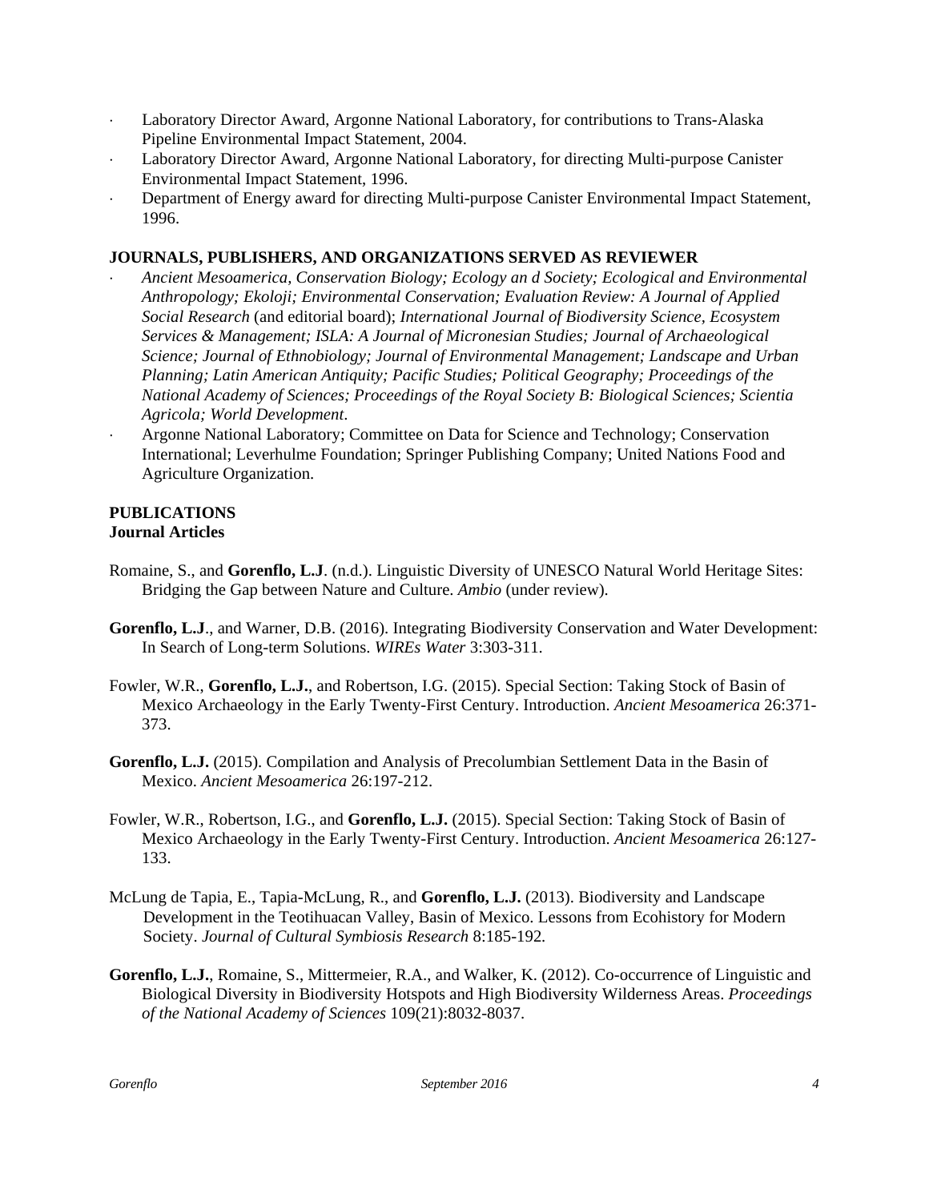- Laboratory Director Award, Argonne National Laboratory, for contributions to Trans-Alaska Pipeline Environmental Impact Statement, 2004.
- Laboratory Director Award, Argonne National Laboratory, for directing Multi-purpose Canister Environmental Impact Statement, 1996.
- Department of Energy award for directing Multi-purpose Canister Environmental Impact Statement, 1996.

**JOURNALS, PUBLISHERS, AND ORGANIZATIONS SERVED AS REVIEWER**

- *Ancient Mesoamerica, Conservation Biology; Ecology an d Society; Ecological and Environmental Anthropology; Ekoloji; Environmental Conservation; Evaluation Review: A Journal of Applied Social Research* (and editorial board); *International Journal of Biodiversity Science, Ecosystem Services & Management; ISLA: A Journal of Micronesian Studies; Journal of Archaeological Science; Journal of Ethnobiology; Journal of Environmental Management; Landscape and Urban Planning; Latin American Antiquity; Pacific Studies; Political Geography; Proceedings of the National Academy of Sciences; Proceedings of the Royal Society B: Biological Sciences; Scientia Agricola; World Development*.
- Argonne National Laboratory; Committee on Data for Science and Technology; Conservation International; Leverhulme Foundation; Springer Publishing Company; United Nations Food and Agriculture Organization.

**PUBLICATIONS**
**Journal Articles**

Romaine, S., and **Gorenflo, L.J**. (n.d.). Linguistic Diversity of UNESCO Natural World Heritage Sites: Bridging the Gap between Nature and Culture. *Ambio* (under review).

**Gorenflo, L.J**., and Warner, D.B. (2016). Integrating Biodiversity Conservation and Water Development: In Search of Long-term Solutions. *WIREs Water* 3:303-311.

Fowler, W.R., **Gorenflo, L.J.**, and Robertson, I.G. (2015). Special Section: Taking Stock of Basin of Mexico Archaeology in the Early Twenty-First Century. Introduction. *Ancient Mesoamerica* 26:371-373.

**Gorenflo, L.J.** (2015). Compilation and Analysis of Precolumbian Settlement Data in the Basin of Mexico. *Ancient Mesoamerica* 26:197-212.

Fowler, W.R., Robertson, I.G., and **Gorenflo, L.J.** (2015). Special Section: Taking Stock of Basin of Mexico Archaeology in the Early Twenty-First Century. Introduction. *Ancient Mesoamerica* 26:127-133.

McLung de Tapia, E., Tapia-McLung, R., and **Gorenflo, L.J.** (2013). Biodiversity and Landscape Development in the Teotihuacan Valley, Basin of Mexico. Lessons from Ecohistory for Modern Society. *Journal of Cultural Symbiosis Research* 8:185-192.

**Gorenflo, L.J.**, Romaine, S., Mittermeier, R.A., and Walker, K. (2012). Co-occurrence of Linguistic and Biological Diversity in Biodiversity Hotspots and High Biodiversity Wilderness Areas. *Proceedings of the National Academy of Sciences* 109(21):8032-8037.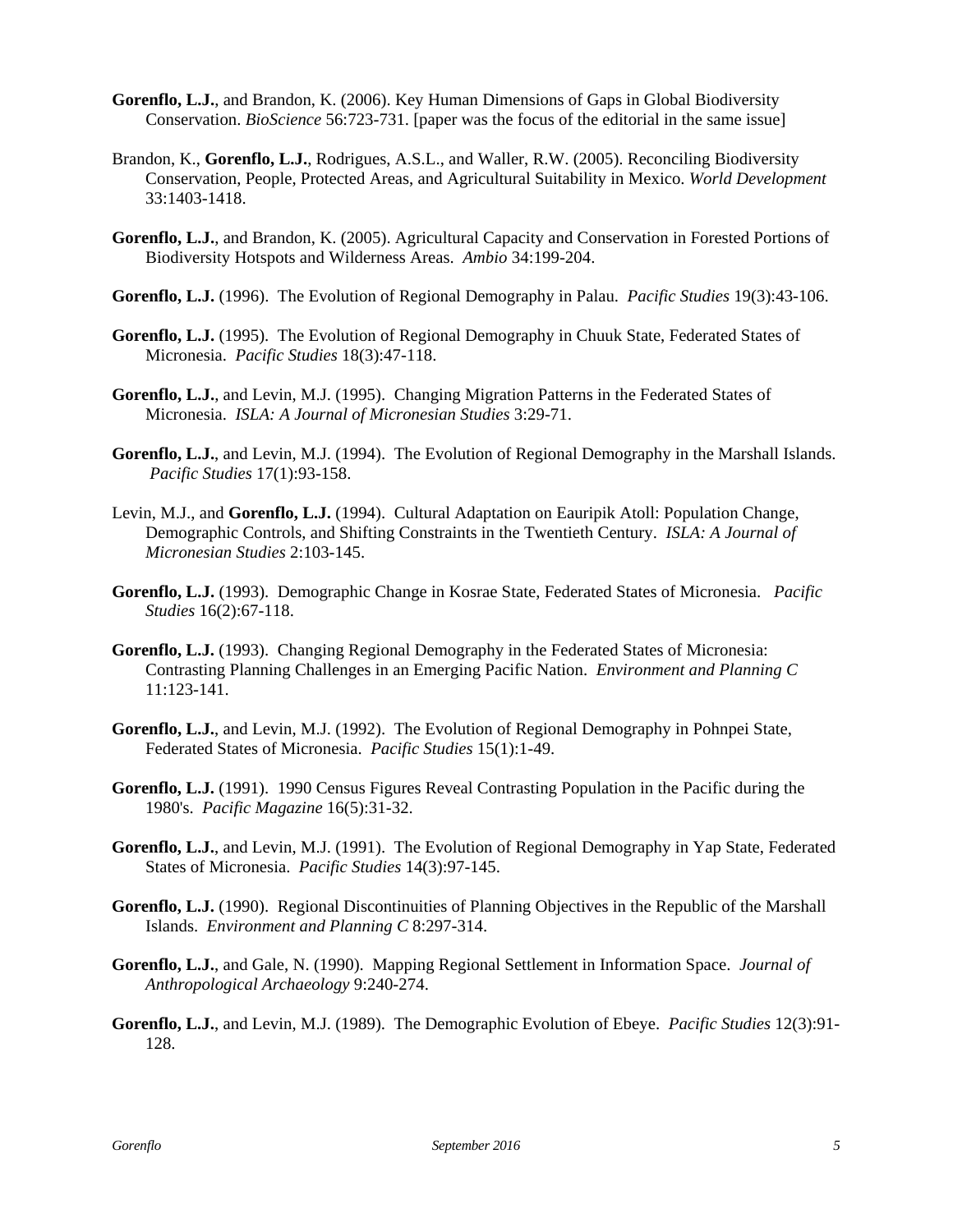**Gorenflo, L.J.**, and Brandon, K. (2006). Key Human Dimensions of Gaps in Global Biodiversity Conservation. *BioScience* 56:723-731. [paper was the focus of the editorial in the same issue]

Brandon, K., **Gorenflo, L.J.**, Rodrigues, A.S.L., and Waller, R.W. (2005). Reconciling Biodiversity Conservation, People, Protected Areas, and Agricultural Suitability in Mexico. *World Development* 33:1403-1418.

**Gorenflo, L.J.**, and Brandon, K. (2005). Agricultural Capacity and Conservation in Forested Portions of Biodiversity Hotspots and Wilderness Areas. *Ambio* 34:199-204.

**Gorenflo, L.J.** (1996). The Evolution of Regional Demography in Palau. *Pacific Studies* 19(3):43-106.

**Gorenflo, L.J.** (1995). The Evolution of Regional Demography in Chuuk State, Federated States of Micronesia. *Pacific Studies* 18(3):47-118.

**Gorenflo, L.J.**, and Levin, M.J. (1995). Changing Migration Patterns in the Federated States of Micronesia. *ISLA: A Journal of Micronesian Studies* 3:29-71.

**Gorenflo, L.J.**, and Levin, M.J. (1994). The Evolution of Regional Demography in the Marshall Islands. *Pacific Studies* 17(1):93-158.

Levin, M.J., and **Gorenflo, L.J.** (1994). Cultural Adaptation on Eauripik Atoll: Population Change, Demographic Controls, and Shifting Constraints in the Twentieth Century. *ISLA: A Journal of Micronesian Studies* 2:103-145.

**Gorenflo, L.J.** (1993). Demographic Change in Kosrae State, Federated States of Micronesia. *Pacific Studies* 16(2):67-118.

**Gorenflo, L.J.** (1993). Changing Regional Demography in the Federated States of Micronesia: Contrasting Planning Challenges in an Emerging Pacific Nation. *Environment and Planning C* 11:123-141.

**Gorenflo, L.J.**, and Levin, M.J. (1992). The Evolution of Regional Demography in Pohnpei State, Federated States of Micronesia. *Pacific Studies* 15(1):1-49.

**Gorenflo, L.J.** (1991). 1990 Census Figures Reveal Contrasting Population in the Pacific during the 1980's. *Pacific Magazine* 16(5):31-32.

**Gorenflo, L.J.**, and Levin, M.J. (1991). The Evolution of Regional Demography in Yap State, Federated States of Micronesia. *Pacific Studies* 14(3):97-145.

**Gorenflo, L.J.** (1990). Regional Discontinuities of Planning Objectives in the Republic of the Marshall Islands. *Environment and Planning C* 8:297-314.

**Gorenflo, L.J.**, and Gale, N. (1990). Mapping Regional Settlement in Information Space. *Journal of Anthropological Archaeology* 9:240-274.

**Gorenflo, L.J.**, and Levin, M.J. (1989). The Demographic Evolution of Ebeye. *Pacific Studies* 12(3):91-128.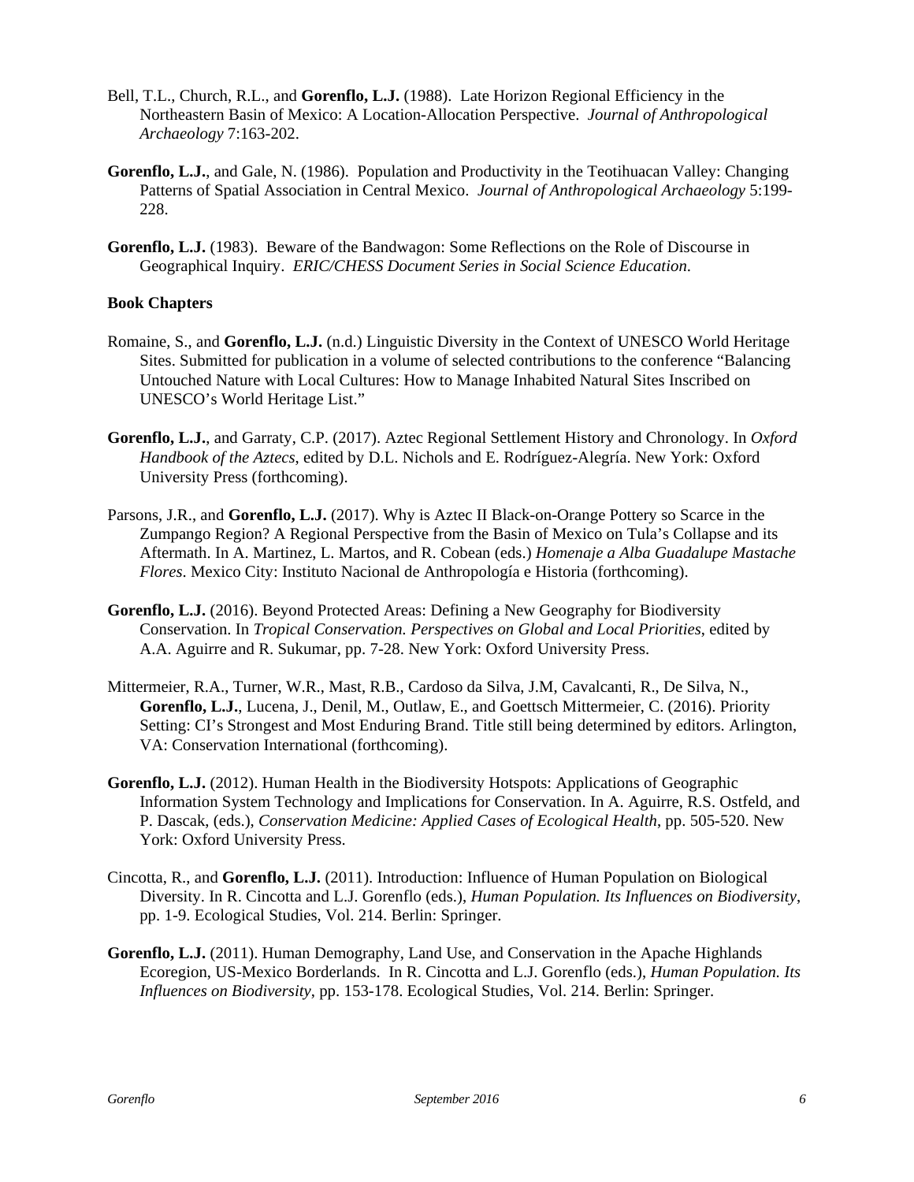Bell, T.L., Church, R.L., and **Gorenflo, L.J.** (1988). Late Horizon Regional Efficiency in the Northeastern Basin of Mexico: A Location-Allocation Perspective. *Journal of Anthropological Archaeology* 7:163-202.

**Gorenflo, L.J.**, and Gale, N. (1986). Population and Productivity in the Teotihuacan Valley: Changing Patterns of Spatial Association in Central Mexico. *Journal of Anthropological Archaeology* 5:199-228.

**Gorenflo, L.J.** (1983). Beware of the Bandwagon: Some Reflections on the Role of Discourse in Geographical Inquiry. *ERIC/CHESS Document Series in Social Science Education.*

**Book Chapters**

Romaine, S., and **Gorenflo, L.J.** (n.d.) Linguistic Diversity in the Context of UNESCO World Heritage Sites. Submitted for publication in a volume of selected contributions to the conference "Balancing Untouched Nature with Local Cultures: How to Manage Inhabited Natural Sites Inscribed on UNESCO's World Heritage List."

**Gorenflo, L.J.**, and Garraty, C.P. (2017). Aztec Regional Settlement History and Chronology. In *Oxford Handbook of the Aztecs*, edited by D.L. Nichols and E. Rodríguez-Alegría. New York: Oxford University Press (forthcoming).

Parsons, J.R., and **Gorenflo, L.J.** (2017). Why is Aztec II Black-on-Orange Pottery so Scarce in the Zumpango Region? A Regional Perspective from the Basin of Mexico on Tula's Collapse and its Aftermath. In A. Martinez, L. Martos, and R. Cobean (eds.) *Homenaje a Alba Guadalupe Mastache Flores*. Mexico City: Instituto Nacional de Anthropología e Historia (forthcoming).

**Gorenflo, L.J.** (2016). Beyond Protected Areas: Defining a New Geography for Biodiversity Conservation. In *Tropical Conservation. Perspectives on Global and Local Priorities*, edited by A.A. Aguirre and R. Sukumar, pp. 7-28. New York: Oxford University Press.

Mittermeier, R.A., Turner, W.R., Mast, R.B., Cardoso da Silva, J.M, Cavalcanti, R., De Silva, N., **Gorenflo, L.J.**, Lucena, J., Denil, M., Outlaw, E., and Goettsch Mittermeier, C. (2016). Priority Setting: CI's Strongest and Most Enduring Brand. Title still being determined by editors. Arlington, VA: Conservation International (forthcoming).

**Gorenflo, L.J.** (2012). Human Health in the Biodiversity Hotspots: Applications of Geographic Information System Technology and Implications for Conservation. In A. Aguirre, R.S. Ostfeld, and P. Dascak, (eds.), *Conservation Medicine: Applied Cases of Ecological Health*, pp. 505-520. New York: Oxford University Press.

Cincotta, R., and **Gorenflo, L.J.** (2011). Introduction: Influence of Human Population on Biological Diversity. In R. Cincotta and L.J. Gorenflo (eds.), *Human Population. Its Influences on Biodiversity*, pp. 1-9. Ecological Studies, Vol. 214. Berlin: Springer.

**Gorenflo, L.J.** (2011). Human Demography, Land Use, and Conservation in the Apache Highlands Ecoregion, US-Mexico Borderlands. In R. Cincotta and L.J. Gorenflo (eds.), *Human Population. Its Influences on Biodiversity*, pp. 153-178. Ecological Studies, Vol. 214. Berlin: Springer.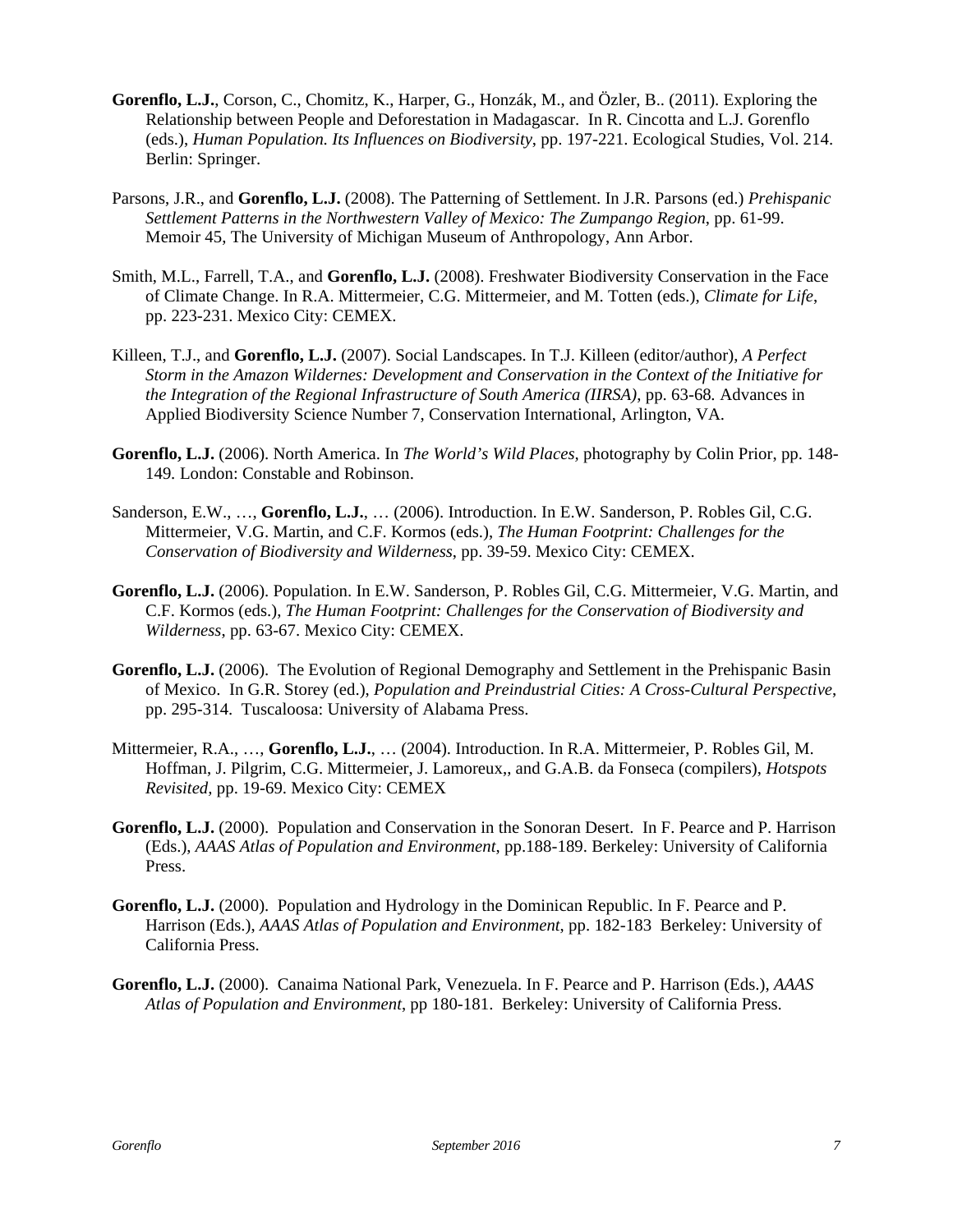**Gorenflo, L.J.**, Corson, C., Chomitz, K., Harper, G., Honzák, M., and Özler, B.. (2011). Exploring the Relationship between People and Deforestation in Madagascar. In R. Cincotta and L.J. Gorenflo (eds.), *Human Population. Its Influences on Biodiversity*, pp. 197-221. Ecological Studies, Vol. 214. Berlin: Springer.

Parsons, J.R., and **Gorenflo, L.J.** (2008). The Patterning of Settlement. In J.R. Parsons (ed.) *Prehispanic Settlement Patterns in the Northwestern Valley of Mexico: The Zumpango Region*, pp. 61-99. Memoir 45, The University of Michigan Museum of Anthropology, Ann Arbor.

Smith, M.L., Farrell, T.A., and **Gorenflo, L.J.** (2008). Freshwater Biodiversity Conservation in the Face of Climate Change. In R.A. Mittermeier, C.G. Mittermeier, and M. Totten (eds.), *Climate for Life*, pp. 223-231. Mexico City: CEMEX.

Killeen, T.J., and **Gorenflo, L.J.** (2007). Social Landscapes. In T.J. Killeen (editor/author), *A Perfect Storm in the Amazon Wildernes: Development and Conservation in the Context of the Initiative for the Integration of the Regional Infrastructure of South America (IIRSA)*, pp. 63-68*.* Advances in Applied Biodiversity Science Number 7, Conservation International, Arlington, VA.

**Gorenflo, L.J.** (2006). North America. In *The World's Wild Places*, photography by Colin Prior, pp. 148-149*.* London: Constable and Robinson.

Sanderson, E.W., …, **Gorenflo, L.J.**, … (2006). Introduction. In E.W. Sanderson, P. Robles Gil, C.G. Mittermeier, V.G. Martin, and C.F. Kormos (eds.), *The Human Footprint: Challenges for the Conservation of Biodiversity and Wilderness*, pp. 39-59. Mexico City: CEMEX.

**Gorenflo, L.J.** (2006). Population. In E.W. Sanderson, P. Robles Gil, C.G. Mittermeier, V.G. Martin, and C.F. Kormos (eds.), *The Human Footprint: Challenges for the Conservation of Biodiversity and Wilderness*, pp. 63-67. Mexico City: CEMEX.

**Gorenflo, L.J.** (2006). The Evolution of Regional Demography and Settlement in the Prehispanic Basin of Mexico. In G.R. Storey (ed.), *Population and Preindustrial Cities: A Cross-Cultural Perspective*, pp. 295-314. Tuscaloosa: University of Alabama Press.

Mittermeier, R.A., …, **Gorenflo, L.J.**, … (2004). Introduction. In R.A. Mittermeier, P. Robles Gil, M. Hoffman, J. Pilgrim, C.G. Mittermeier, J. Lamoreux,, and G.A.B. da Fonseca (compilers), *Hotspots Revisited*, pp. 19-69. Mexico City: CEMEX

**Gorenflo, L.J.** (2000). Population and Conservation in the Sonoran Desert. In F. Pearce and P. Harrison (Eds.), *AAAS Atlas of Population and Environment*, pp.188-189. Berkeley: University of California Press.

**Gorenflo, L.J.** (2000). Population and Hydrology in the Dominican Republic. In F. Pearce and P. Harrison (Eds.), *AAAS Atlas of Population and Environment*, pp. 182-183 Berkeley: University of California Press.

**Gorenflo, L.J.** (2000). Canaima National Park, Venezuela. In F. Pearce and P. Harrison (Eds.), *AAAS Atlas of Population and Environment*, pp 180-181. Berkeley: University of California Press.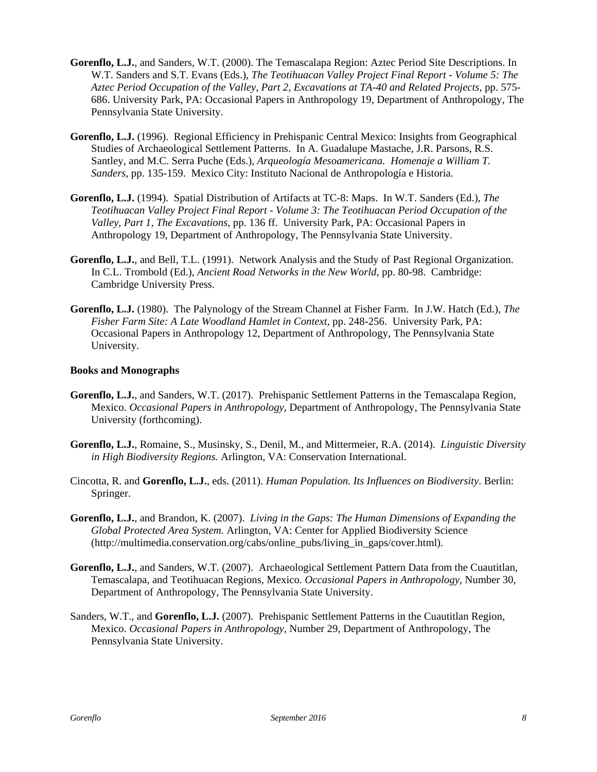**Gorenflo, L.J.**, and Sanders, W.T. (2000). The Temascalapa Region: Aztec Period Site Descriptions. In W.T. Sanders and S.T. Evans (Eds.), *The Teotihuacan Valley Project Final Report - Volume 5: The Aztec Period Occupation of the Valley, Part 2, Excavations at TA-40 and Related Projects*, pp. 575-686. University Park, PA: Occasional Papers in Anthropology 19, Department of Anthropology, The Pennsylvania State University.

**Gorenflo, L.J.** (1996). Regional Efficiency in Prehispanic Central Mexico: Insights from Geographical Studies of Archaeological Settlement Patterns. In A. Guadalupe Mastache, J.R. Parsons, R.S. Santley, and M.C. Serra Puche (Eds.), *Arqueología Mesoamericana. Homenaje a William T. Sanders*, pp. 135-159. Mexico City: Instituto Nacional de Anthropología e Historia.

**Gorenflo, L.J.** (1994). Spatial Distribution of Artifacts at TC-8: Maps. In W.T. Sanders (Ed.), *The Teotihuacan Valley Project Final Report - Volume 3: The Teotihuacan Period Occupation of the Valley, Part 1, The Excavations*, pp. 136 ff. University Park, PA: Occasional Papers in Anthropology 19, Department of Anthropology, The Pennsylvania State University.

**Gorenflo, L.J.**, and Bell, T.L. (1991). Network Analysis and the Study of Past Regional Organization. In C.L. Trombold (Ed.), *Ancient Road Networks in the New World*, pp. 80-98. Cambridge: Cambridge University Press.

**Gorenflo, L.J.** (1980). The Palynology of the Stream Channel at Fisher Farm. In J.W. Hatch (Ed.), *The Fisher Farm Site: A Late Woodland Hamlet in Context*, pp. 248-256. University Park, PA: Occasional Papers in Anthropology 12, Department of Anthropology, The Pennsylvania State University.

**Books and Monographs**

**Gorenflo, L.J.**, and Sanders, W.T. (2017). Prehispanic Settlement Patterns in the Temascalapa Region, Mexico. *Occasional Papers in Anthropology*, Department of Anthropology, The Pennsylvania State University (forthcoming).

**Gorenflo, L.J.**, Romaine, S., Musinsky, S., Denil, M., and Mittermeier, R.A. (2014). *Linguistic Diversity in High Biodiversity Regions.* Arlington, VA: Conservation International.

Cincotta, R. and **Gorenflo, L.J.**, eds. (2011). *Human Population. Its Influences on Biodiversity*. Berlin: Springer.

**Gorenflo, L.J.**, and Brandon, K. (2007). *Living in the Gaps: The Human Dimensions of Expanding the Global Protected Area System.* Arlington, VA: Center for Applied Biodiversity Science (http://multimedia.conservation.org/cabs/online_pubs/living_in_gaps/cover.html).

**Gorenflo, L.J.**, and Sanders, W.T. (2007). Archaeological Settlement Pattern Data from the Cuautitlan, Temascalapa, and Teotihuacan Regions, Mexico. *Occasional Papers in Anthropology*, Number 30, Department of Anthropology, The Pennsylvania State University.

Sanders, W.T., and **Gorenflo, L.J.** (2007). Prehispanic Settlement Patterns in the Cuautitlan Region, Mexico. *Occasional Papers in Anthropology*, Number 29, Department of Anthropology, The Pennsylvania State University.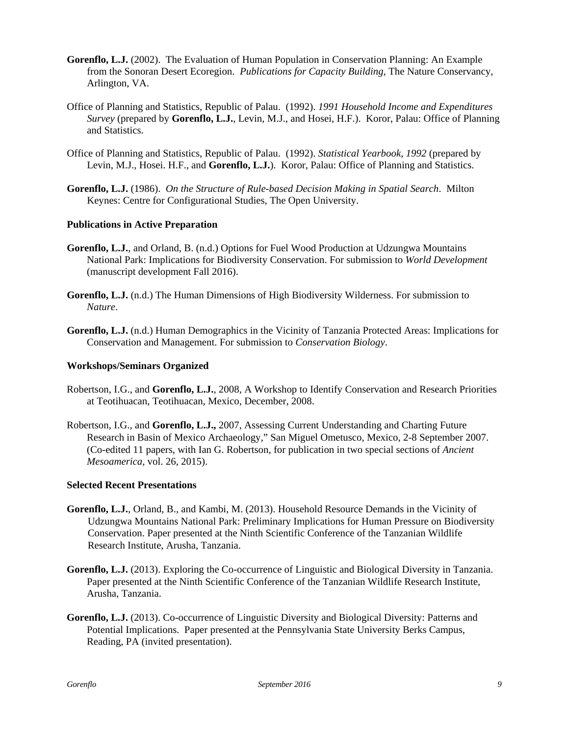**Gorenflo, L.J.** (2002). The Evaluation of Human Population in Conservation Planning: An Example from the Sonoran Desert Ecoregion. *Publications for Capacity Building*, The Nature Conservancy, Arlington, VA.

Office of Planning and Statistics, Republic of Palau. (1992). *1991 Household Income and Expenditures Survey* (prepared by **Gorenflo, L.J.**, Levin, M.J., and Hosei, H.F.). Koror, Palau: Office of Planning and Statistics.

Office of Planning and Statistics, Republic of Palau. (1992). *Statistical Yearbook, 1992* (prepared by Levin, M.J., Hosei. H.F., and **Gorenflo, L.J.**). Koror, Palau: Office of Planning and Statistics.

**Gorenflo, L.J.** (1986). *On the Structure of Rule-based Decision Making in Spatial Search*. Milton Keynes: Centre for Configurational Studies, The Open University.

**Publications in Active Preparation**

**Gorenflo, L.J.**, and Orland, B. (n.d.) Options for Fuel Wood Production at Udzungwa Mountains National Park: Implications for Biodiversity Conservation. For submission to *World Development* (manuscript development Fall 2016).

**Gorenflo, L.J.** (n.d.) The Human Dimensions of High Biodiversity Wilderness. For submission to *Nature*.

**Gorenflo, L.J.** (n.d.) Human Demographics in the Vicinity of Tanzania Protected Areas: Implications for Conservation and Management. For submission to *Conservation Biology*.

**Workshops/Seminars Organized**

Robertson, I.G., and **Gorenflo, L.J.**, 2008, A Workshop to Identify Conservation and Research Priorities at Teotihuacan, Teotihuacan, Mexico, December, 2008.

Robertson, I.G., and **Gorenflo, L.J.,** 2007, Assessing Current Understanding and Charting Future Research in Basin of Mexico Archaeology," San Miguel Ometusco, Mexico, 2-8 September 2007. (Co-edited 11 papers, with Ian G. Robertson, for publication in two special sections of *Ancient Mesoamerica*, vol. 26, 2015).

**Selected Recent Presentations**

**Gorenflo, L.J.**, Orland, B., and Kambi, M. (2013). Household Resource Demands in the Vicinity of Udzungwa Mountains National Park: Preliminary Implications for Human Pressure on Biodiversity Conservation. Paper presented at the Ninth Scientific Conference of the Tanzanian Wildlife Research Institute, Arusha, Tanzania.

**Gorenflo, L.J.** (2013). Exploring the Co-occurrence of Linguistic and Biological Diversity in Tanzania. Paper presented at the Ninth Scientific Conference of the Tanzanian Wildlife Research Institute, Arusha, Tanzania.

**Gorenflo, L.J.** (2013). Co-occurrence of Linguistic Diversity and Biological Diversity: Patterns and Potential Implications. Paper presented at the Pennsylvania State University Berks Campus, Reading, PA (invited presentation).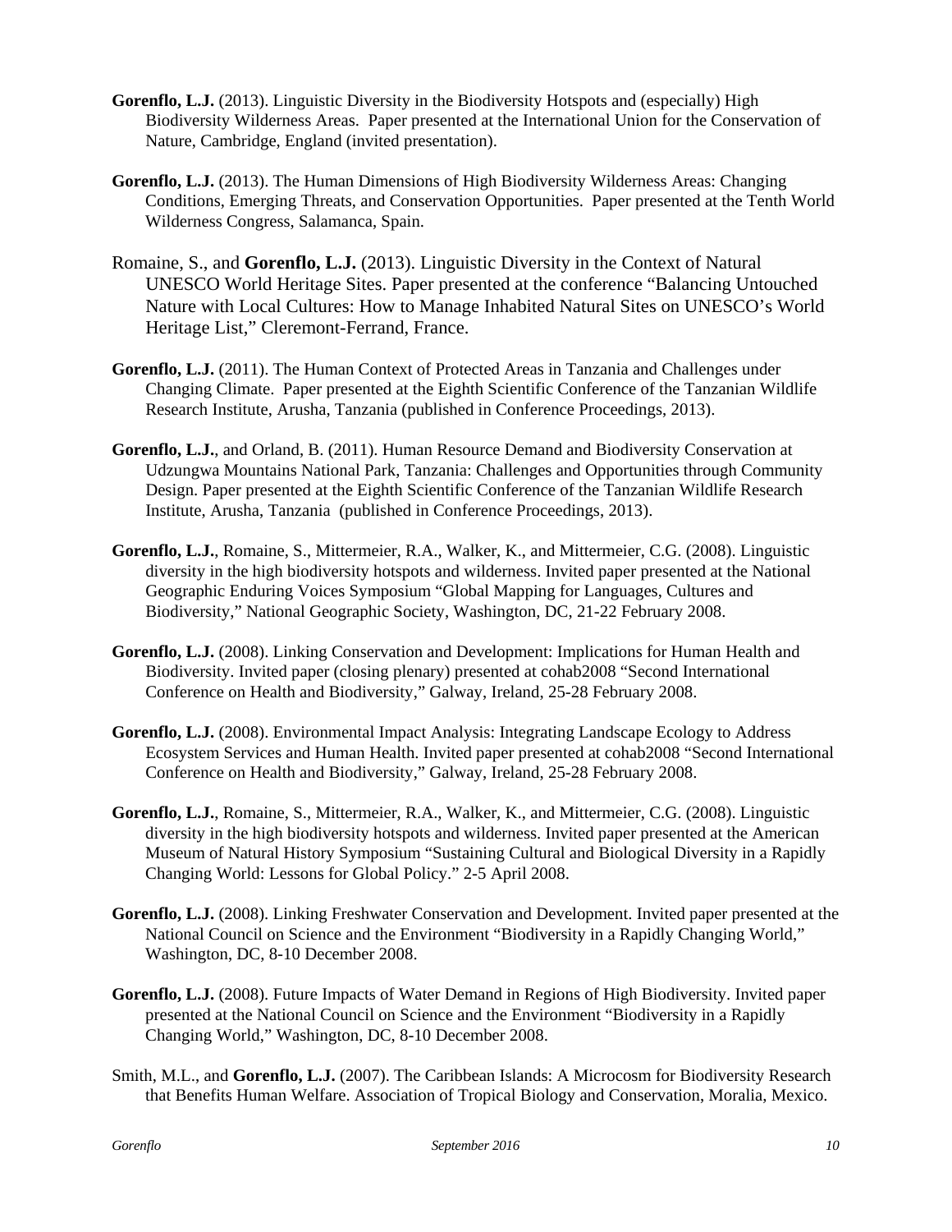**Gorenflo, L.J.** (2013). Linguistic Diversity in the Biodiversity Hotspots and (especially) High Biodiversity Wilderness Areas. Paper presented at the International Union for the Conservation of Nature, Cambridge, England (invited presentation).

**Gorenflo, L.J.** (2013). The Human Dimensions of High Biodiversity Wilderness Areas: Changing Conditions, Emerging Threats, and Conservation Opportunities. Paper presented at the Tenth World Wilderness Congress, Salamanca, Spain.

Romaine, S., and **Gorenflo, L.J.** (2013). Linguistic Diversity in the Context of Natural UNESCO World Heritage Sites. Paper presented at the conference "Balancing Untouched Nature with Local Cultures: How to Manage Inhabited Natural Sites on UNESCO's World Heritage List," Cleremont-Ferrand, France.

**Gorenflo, L.J.** (2011). The Human Context of Protected Areas in Tanzania and Challenges under Changing Climate. Paper presented at the Eighth Scientific Conference of the Tanzanian Wildlife Research Institute, Arusha, Tanzania (published in Conference Proceedings, 2013).

**Gorenflo, L.J.**, and Orland, B. (2011). Human Resource Demand and Biodiversity Conservation at Udzungwa Mountains National Park, Tanzania: Challenges and Opportunities through Community Design. Paper presented at the Eighth Scientific Conference of the Tanzanian Wildlife Research Institute, Arusha, Tanzania (published in Conference Proceedings, 2013).

**Gorenflo, L.J.**, Romaine, S., Mittermeier, R.A., Walker, K., and Mittermeier, C.G. (2008). Linguistic diversity in the high biodiversity hotspots and wilderness. Invited paper presented at the National Geographic Enduring Voices Symposium "Global Mapping for Languages, Cultures and Biodiversity," National Geographic Society, Washington, DC, 21-22 February 2008.

**Gorenflo, L.J.** (2008). Linking Conservation and Development: Implications for Human Health and Biodiversity. Invited paper (closing plenary) presented at cohab2008 "Second International Conference on Health and Biodiversity," Galway, Ireland, 25-28 February 2008.

**Gorenflo, L.J.** (2008). Environmental Impact Analysis: Integrating Landscape Ecology to Address Ecosystem Services and Human Health. Invited paper presented at cohab2008 "Second International Conference on Health and Biodiversity," Galway, Ireland, 25-28 February 2008.

**Gorenflo, L.J.**, Romaine, S., Mittermeier, R.A., Walker, K., and Mittermeier, C.G. (2008). Linguistic diversity in the high biodiversity hotspots and wilderness. Invited paper presented at the American Museum of Natural History Symposium "Sustaining Cultural and Biological Diversity in a Rapidly Changing World: Lessons for Global Policy." 2-5 April 2008.

**Gorenflo, L.J.** (2008). Linking Freshwater Conservation and Development. Invited paper presented at the National Council on Science and the Environment "Biodiversity in a Rapidly Changing World," Washington, DC, 8-10 December 2008.

**Gorenflo, L.J.** (2008). Future Impacts of Water Demand in Regions of High Biodiversity. Invited paper presented at the National Council on Science and the Environment "Biodiversity in a Rapidly Changing World," Washington, DC, 8-10 December 2008.

Smith, M.L., and **Gorenflo, L.J.** (2007). The Caribbean Islands: A Microcosm for Biodiversity Research that Benefits Human Welfare. Association of Tropical Biology and Conservation, Moralia, Mexico.